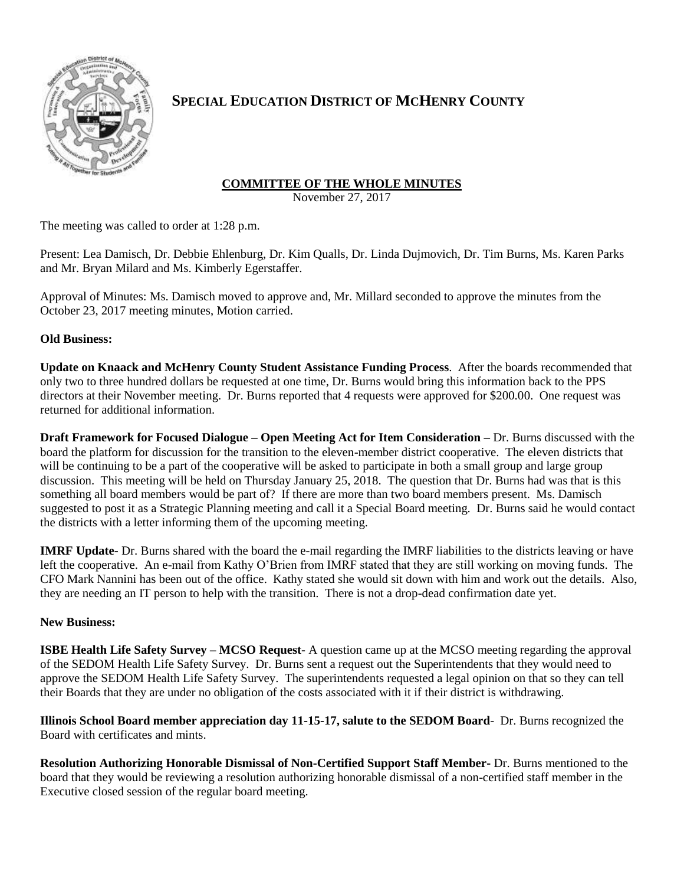# SPECIAL EDUCATION DISTRICT OF MCHENRY COUNTY

## COMMITTEE OF THE WHOLE MINUTES

November 27, 2017

The meeting was called to order at 1:28 p.m.

Present: Lea Damisch, Dr. Debbie Ehlenburg, Dr. Kim Qualls, Dr. Linda Dujmovich, Dr. Tim Burns, Ms. Karen Parks and Mr. Bryan Milard and Ms. Kimberly Egerstaffer.

Approval of Minutes: Ms. Damisch moved to approve and, Mr. Millard seconded to approve the minutes from the October 23, 2017 meeting minutes, Motion carried.

**Old Business:**

**Update on Knaack and McHenry County Student Assistance Funding Process**. After the boards recommended that only two to three hundred dollars be requested at one time, Dr. Burns would bring this information back to the PPS directors at their November meeting. Dr. Burns reported that 4 requests were approved for $200.00. One request was returned for additional information.

**Draft Framework for Focused Dialogue – Open Meeting Act for Item Consideration –** Dr. Burns discussed with the board the platform for discussion for the transition to the eleven-member district cooperative. The eleven districts that will be continuing to be a part of the cooperative will be asked to participate in both a small group and large group discussion. This meeting will be held on Thursday January 25, 2018. The question that Dr. Burns had was that is this something all board members would be part of? If there are more than two board members present. Ms. Damisch suggested to post it as a Strategic Planning meeting and call it a Special Board meeting. Dr. Burns said he would contact the districts with a letter informing them of the upcoming meeting.

**IMRF Update-** Dr. Burns shared with the board the e-mail regarding the IMRF liabilities to the districts leaving or have left the cooperative. An e-mail from Kathy O'Brien from IMRF stated that they are still working on moving funds. The CFO Mark Nannini has been out of the office. Kathy stated she would sit down with him and work out the details. Also, they are needing an IT person to help with the transition. There is not a drop-dead confirmation date yet.

**New Business:**

**ISBE Health Life Safety Survey – MCSO Request**- A question came up at the MCSO meeting regarding the approval of the SEDOM Health Life Safety Survey. Dr. Burns sent a request out the Superintendents that they would need to approve the SEDOM Health Life Safety Survey. The superintendents requested a legal opinion on that so they can tell their Boards that they are under no obligation of the costs associated with it if their district is withdrawing.

**Illinois School Board member appreciation day 11-15-17, salute to the SEDOM Board**- Dr. Burns recognized the Board with certificates and mints.

**Resolution Authorizing Honorable Dismissal of Non-Certified Support Staff Member-** Dr. Burns mentioned to the board that they would be reviewing a resolution authorizing honorable dismissal of a non-certified staff member in the Executive closed session of the regular board meeting.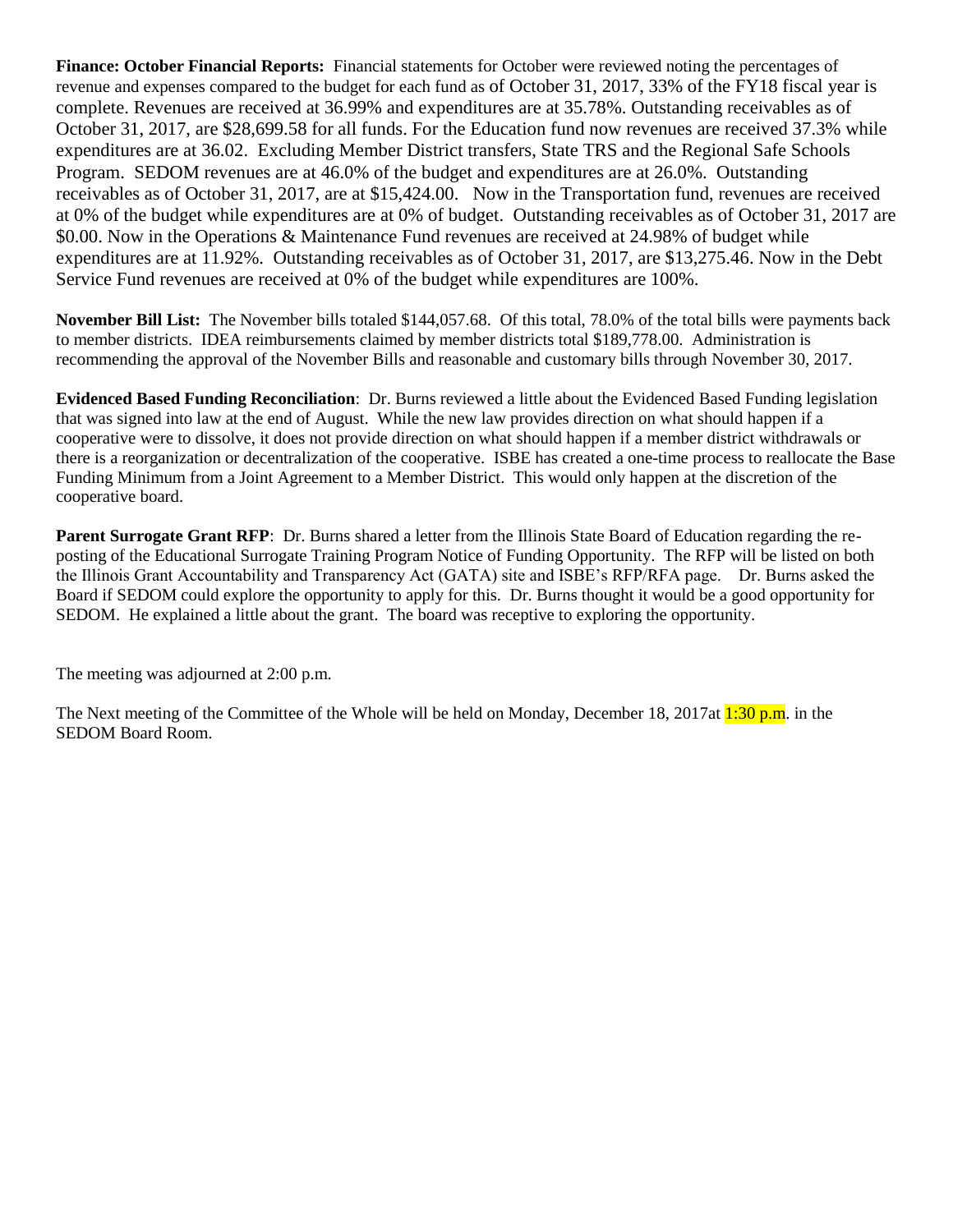**Finance: October Financial Reports:** Financial statements for October were reviewed noting the percentages of revenue and expenses compared to the budget for each fund as of October 31, 2017, 33% of the FY18 fiscal year is complete. Revenues are received at 36.99% and expenditures are at 35.78%. Outstanding receivables as of October 31, 2017, are $28,699.58 for all funds. For the Education fund now revenues are received 37.3% while expenditures are at 36.02. Excluding Member District transfers, State TRS and the Regional Safe Schools Program. SEDOM revenues are at 46.0% of the budget and expenditures are at 26.0%. Outstanding receivables as of October 31, 2017, are at $15,424.00. Now in the Transportation fund, revenues are received at 0% of the budget while expenditures are at 0% of budget. Outstanding receivables as of October 31, 2017 are $0.00. Now in the Operations & Maintenance Fund revenues are received at 24.98% of budget while expenditures are at 11.92%. Outstanding receivables as of October 31, 2017, are $13,275.46. Now in the Debt Service Fund revenues are received at 0% of the budget while expenditures are 100%.

**November Bill List:** The November bills totaled $144,057.68. Of this total, 78.0% of the total bills were payments back to member districts. IDEA reimbursements claimed by member districts total $189,778.00. Administration is recommending the approval of the November Bills and reasonable and customary bills through November 30, 2017.

**Evidenced Based Funding Reconciliation**: Dr. Burns reviewed a little about the Evidenced Based Funding legislation that was signed into law at the end of August. While the new law provides direction on what should happen if a cooperative were to dissolve, it does not provide direction on what should happen if a member district withdrawals or there is a reorganization or decentralization of the cooperative. ISBE has created a one-time process to reallocate the Base Funding Minimum from a Joint Agreement to a Member District. This would only happen at the discretion of the cooperative board.

**Parent Surrogate Grant RFP**: Dr. Burns shared a letter from the Illinois State Board of Education regarding the re-posting of the Educational Surrogate Training Program Notice of Funding Opportunity. The RFP will be listed on both the Illinois Grant Accountability and Transparency Act (GATA) site and ISBE's RFP/RFA page. Dr. Burns asked the Board if SEDOM could explore the opportunity to apply for this. Dr. Burns thought it would be a good opportunity for SEDOM. He explained a little about the grant. The board was receptive to exploring the opportunity.

The meeting was adjourned at 2:00 p.m.

The Next meeting of the Committee of the Whole will be held on Monday, December 18, 2017at 1:30 p.m. in the SEDOM Board Room.